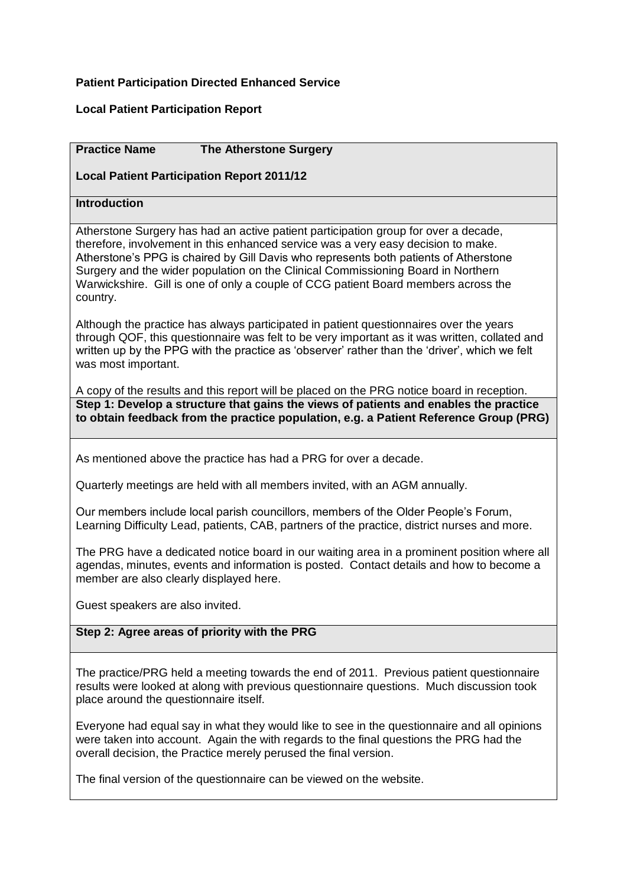**Patient Participation Directed Enhanced Service**

**Local Patient Participation Report**

**Practice Name The Atherstone Surgery**

**Local Patient Participation Report 2011/12**

**Introduction**

Atherstone Surgery has had an active patient participation group for over a decade, therefore, involvement in this enhanced service was a very easy decision to make. Atherstone's PPG is chaired by Gill Davis who represents both patients of Atherstone Surgery and the wider population on the Clinical Commissioning Board in Northern Warwickshire. Gill is one of only a couple of CCG patient Board members across the country.

Although the practice has always participated in patient questionnaires over the years through QOF, this questionnaire was felt to be very important as it was written, collated and written up by the PPG with the practice as 'observer' rather than the 'driver', which we felt was most important.

A copy of the results and this report will be placed on the PRG notice board in reception.

**Step 1: Develop a structure that gains the views of patients and enables the practice to obtain feedback from the practice population, e.g. a Patient Reference Group (PRG)**

As mentioned above the practice has had a PRG for over a decade.

Quarterly meetings are held with all members invited, with an AGM annually.

Our members include local parish councillors, members of the Older People's Forum, Learning Difficulty Lead, patients, CAB, partners of the practice, district nurses and more.

The PRG have a dedicated notice board in our waiting area in a prominent position where all agendas, minutes, events and information is posted. Contact details and how to become a member are also clearly displayed here.

Guest speakers are also invited.

**Step 2: Agree areas of priority with the PRG**

The practice/PRG held a meeting towards the end of 2011. Previous patient questionnaire results were looked at along with previous questionnaire questions. Much discussion took place around the questionnaire itself.

Everyone had equal say in what they would like to see in the questionnaire and all opinions were taken into account. Again the with regards to the final questions the PRG had the overall decision, the Practice merely perused the final version.

The final version of the questionnaire can be viewed on the website.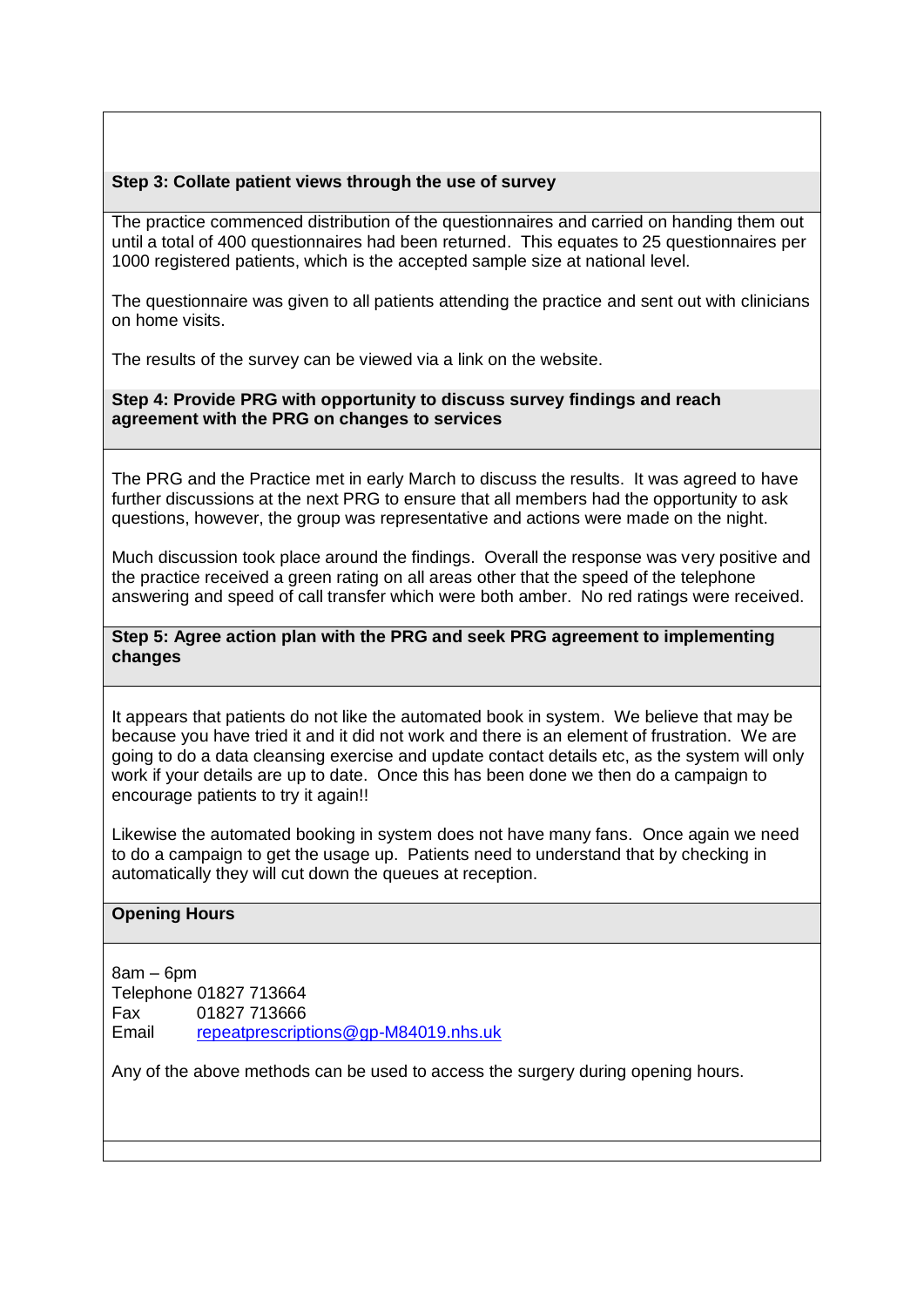**Step 3: Collate patient views through the use of survey**

The practice commenced distribution of the questionnaires and carried on handing them out until a total of 400 questionnaires had been returned. This equates to 25 questionnaires per 1000 registered patients, which is the accepted sample size at national level.

The questionnaire was given to all patients attending the practice and sent out with clinicians on home visits.

The results of the survey can be viewed via a link on the website.

**Step 4: Provide PRG with opportunity to discuss survey findings and reach agreement with the PRG on changes to services**

The PRG and the Practice met in early March to discuss the results. It was agreed to have further discussions at the next PRG to ensure that all members had the opportunity to ask questions, however, the group was representative and actions were made on the night.

Much discussion took place around the findings. Overall the response was very positive and the practice received a green rating on all areas other that the speed of the telephone answering and speed of call transfer which were both amber. No red ratings were received.

**Step 5: Agree action plan with the PRG and seek PRG agreement to implementing changes**

It appears that patients do not like the automated book in system. We believe that may be because you have tried it and it did not work and there is an element of frustration. We are going to do a data cleansing exercise and update contact details etc, as the system will only work if your details are up to date. Once this has been done we then do a campaign to encourage patients to try it again!!

Likewise the automated booking in system does not have many fans. Once again we need to do a campaign to get the usage up. Patients need to understand that by checking in automatically they will cut down the queues at reception.

**Opening Hours**

8am – 6pm
Telephone 01827 713664
Fax 01827 713666
Email repeatprescriptions@gp-M84019.nhs.uk

Any of the above methods can be used to access the surgery during opening hours.